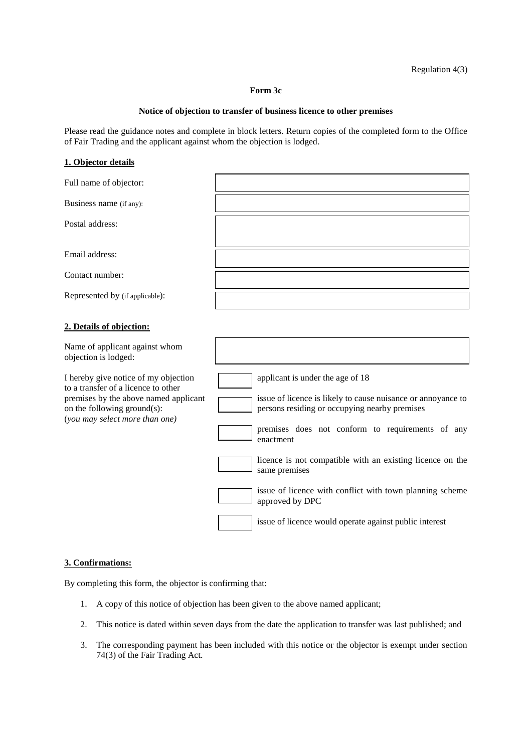Regulation 4(3)

**Form 3c**

**Notice of objection to transfer of business licence to other premises**

Please read the guidance notes and complete in block letters. Return copies of the completed form to the Office of Fair Trading and the applicant against whom the objection is lodged.

## 1. Objector details

| | |
|---|---|
| Full name of objector: | |
| Business name (if any): | |
| Postal address: | |
| Email address: | |
| Contact number: | |
| Represented by (if applicable): | |

## 2. Details of objection:

| | |
|---|---|
| Name of applicant against whom objection is lodged: | |

I hereby give notice of my objection to a transfer of a licence to other premises by the above named applicant on the following ground(s):
(*you may select more than one)*

- ☐ applicant is under the age of 18
- ☐ issue of licence is likely to cause nuisance or annoyance to persons residing or occupying nearby premises
- ☐ premises does not conform to requirements of any enactment
- ☐ licence is not compatible with an existing licence on the same premises
- ☐ issue of licence with conflict with town planning scheme approved by DPC
- ☐ issue of licence would operate against public interest

## 3. Confirmations:

By completing this form, the objector is confirming that:

1. A copy of this notice of objection has been given to the above named applicant;
2. This notice is dated within seven days from the date the application to transfer was last published; and
3. The corresponding payment has been included with this notice or the objector is exempt under section 74(3) of the Fair Trading Act.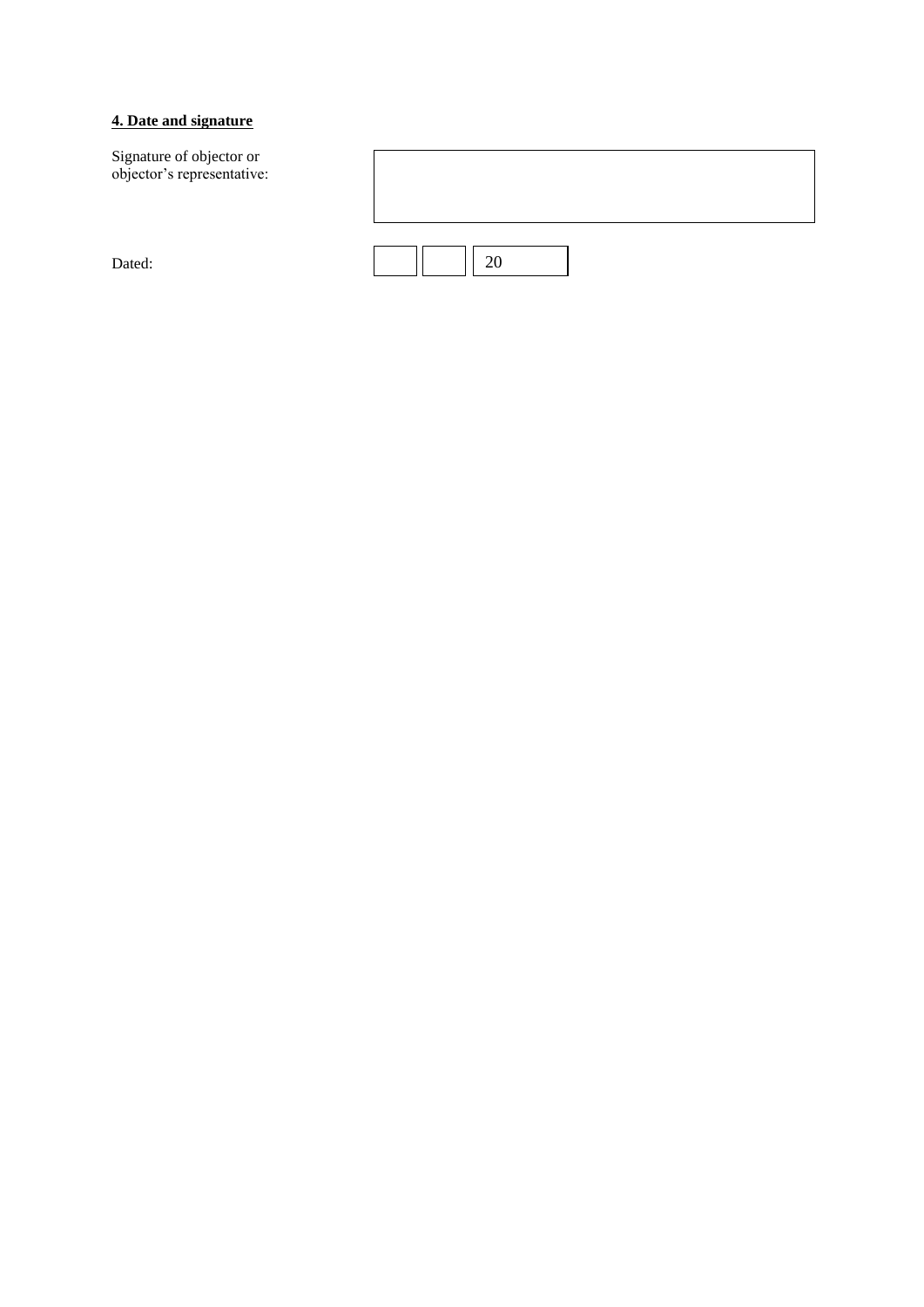**4. Date and signature**

Signature of objector or objector's representative:

Dated: 20